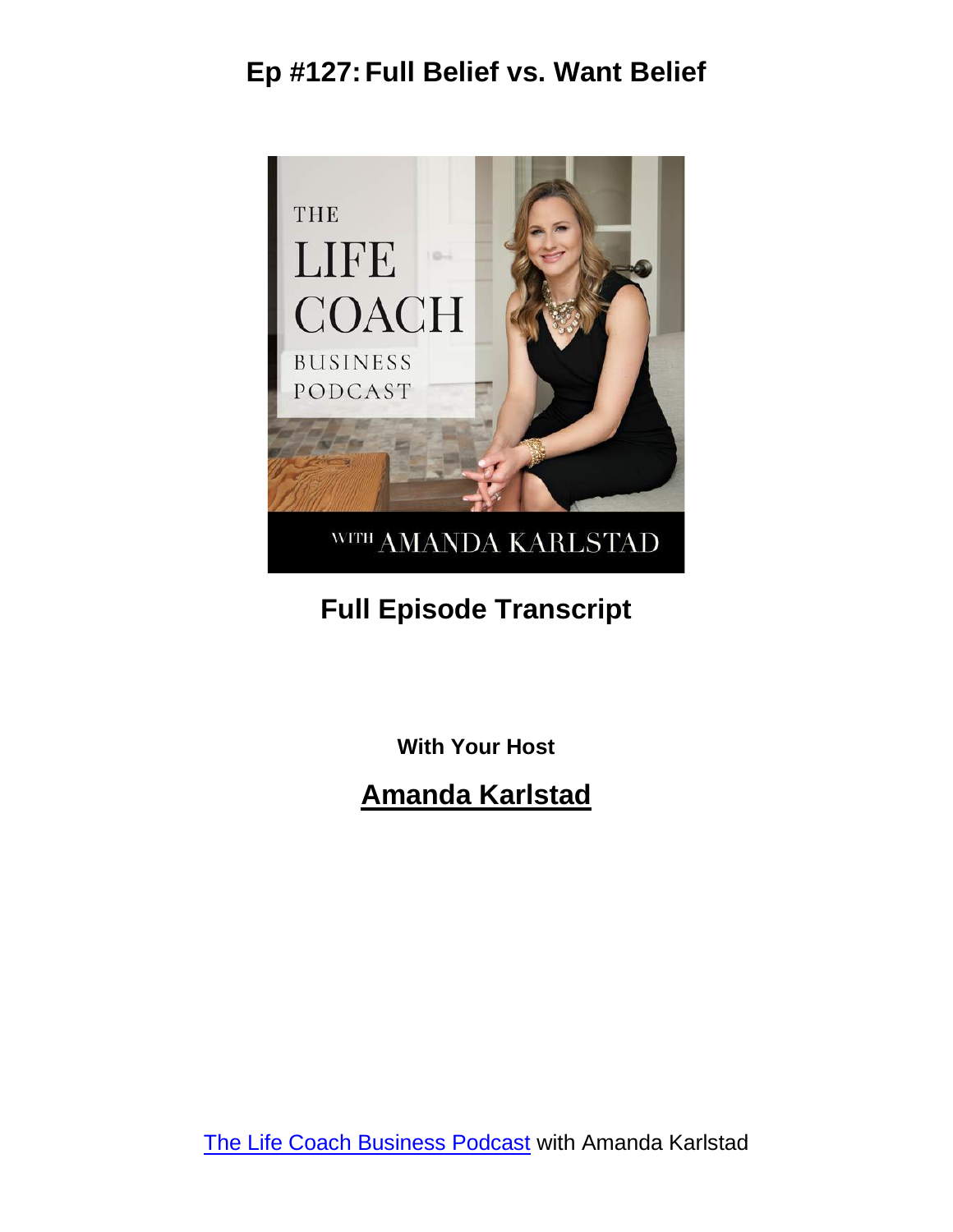# Ep #127: Full Belief vs. Want Belief

## Full Episode Transcript

**With Your Host**

## Amanda Karlstad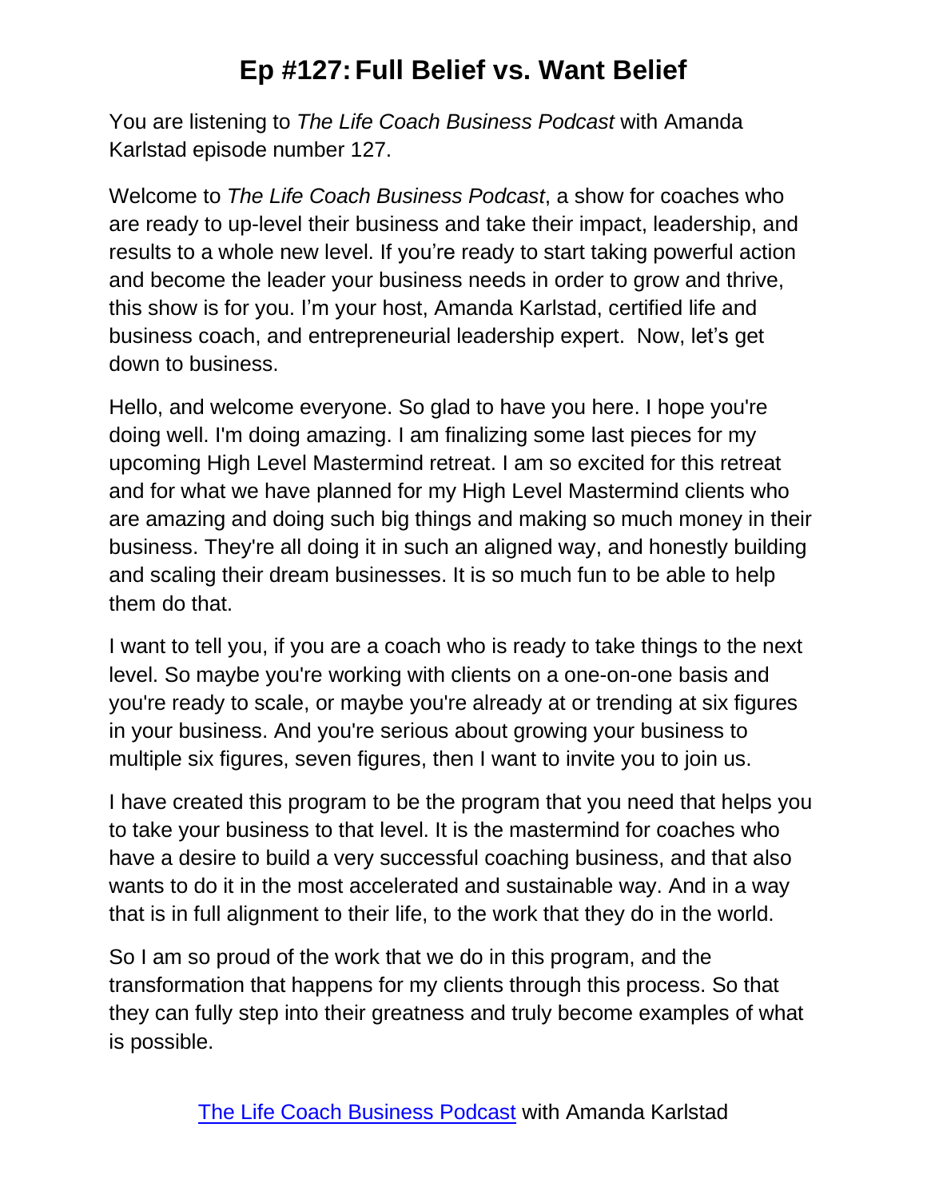# Ep #127: Full Belief vs. Want Belief

You are listening to *The Life Coach Business Podcast* with Amanda Karlstad episode number 127.

Welcome to *The Life Coach Business Podcast*, a show for coaches who are ready to up-level their business and take their impact, leadership, and results to a whole new level. If you're ready to start taking powerful action and become the leader your business needs in order to grow and thrive, this show is for you. I'm your host, Amanda Karlstad, certified life and business coach, and entrepreneurial leadership expert. Now, let's get down to business.

Hello, and welcome everyone. So glad to have you here. I hope you're doing well. I'm doing amazing. I am finalizing some last pieces for my upcoming High Level Mastermind retreat. I am so excited for this retreat and for what we have planned for my High Level Mastermind clients who are amazing and doing such big things and making so much money in their business. They're all doing it in such an aligned way, and honestly building and scaling their dream businesses. It is so much fun to be able to help them do that.

I want to tell you, if you are a coach who is ready to take things to the next level. So maybe you're working with clients on a one-on-one basis and you're ready to scale, or maybe you're already at or trending at six figures in your business. And you're serious about growing your business to multiple six figures, seven figures, then I want to invite you to join us.

I have created this program to be the program that you need that helps you to take your business to that level. It is the mastermind for coaches who have a desire to build a very successful coaching business, and that also wants to do it in the most accelerated and sustainable way. And in a way that is in full alignment to their life, to the work that they do in the world.

So I am so proud of the work that we do in this program, and the transformation that happens for my clients through this process. So that they can fully step into their greatness and truly become examples of what is possible.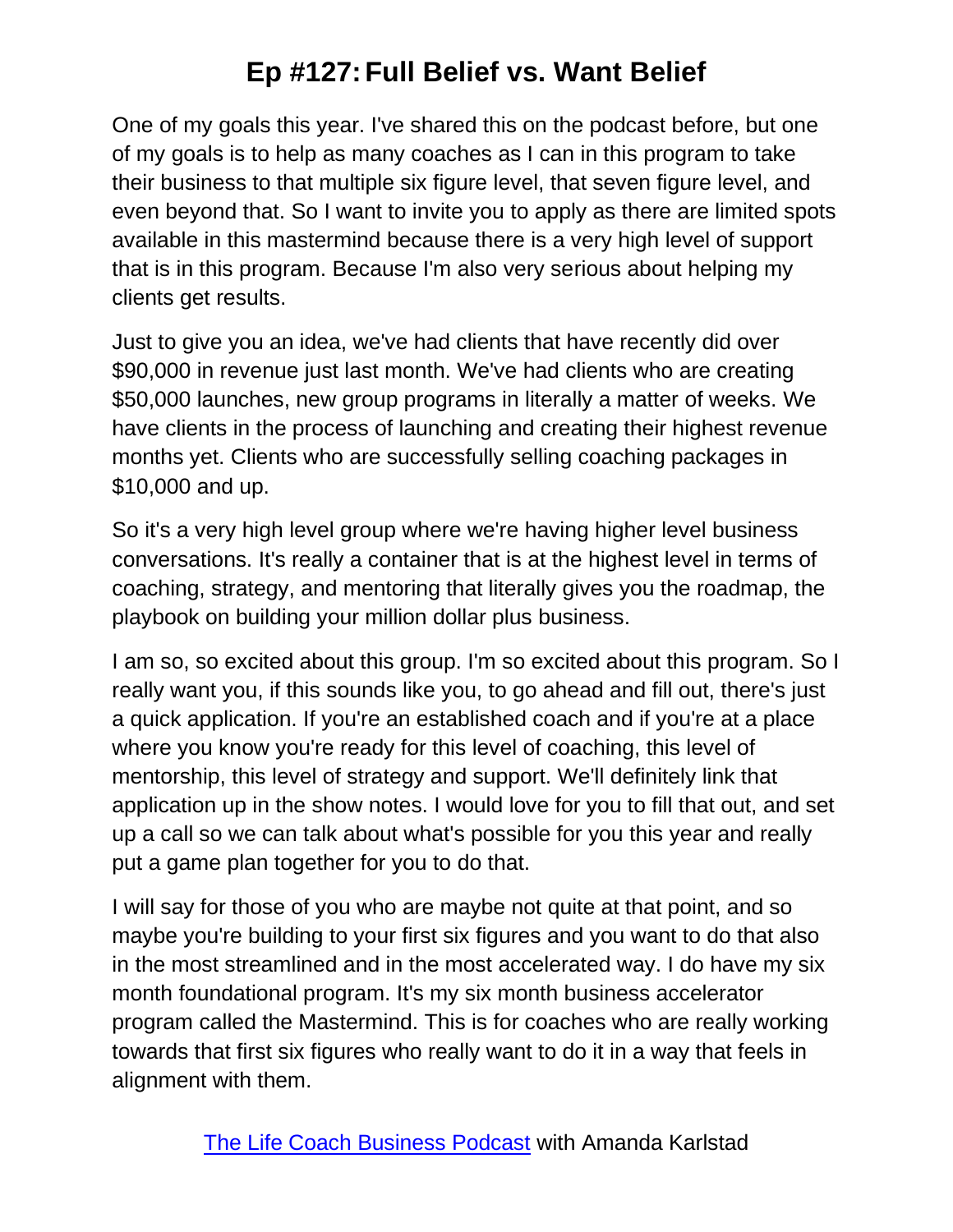One of my goals this year. I've shared this on the podcast before, but one of my goals is to help as many coaches as I can in this program to take their business to that multiple six figure level, that seven figure level, and even beyond that. So I want to invite you to apply as there are limited spots available in this mastermind because there is a very high level of support that is in this program. Because I'm also very serious about helping my clients get results.

Just to give you an idea, we've had clients that have recently did over $90,000 in revenue just last month. We've had clients who are creating $50,000 launches, new group programs in literally a matter of weeks. We have clients in the process of launching and creating their highest revenue months yet. Clients who are successfully selling coaching packages in $10,000 and up.

So it's a very high level group where we're having higher level business conversations. It's really a container that is at the highest level in terms of coaching, strategy, and mentoring that literally gives you the roadmap, the playbook on building your million dollar plus business.

I am so, so excited about this group. I'm so excited about this program. So I really want you, if this sounds like you, to go ahead and fill out, there's just a quick application. If you're an established coach and if you're at a place where you know you're ready for this level of coaching, this level of mentorship, this level of strategy and support. We'll definitely link that application up in the show notes. I would love for you to fill that out, and set up a call so we can talk about what's possible for you this year and really put a game plan together for you to do that.

I will say for those of you who are maybe not quite at that point, and so maybe you're building to your first six figures and you want to do that also in the most streamlined and in the most accelerated way. I do have my six month foundational program. It's my six month business accelerator program called the Mastermind. This is for coaches who are really working towards that first six figures who really want to do it in a way that feels in alignment with them.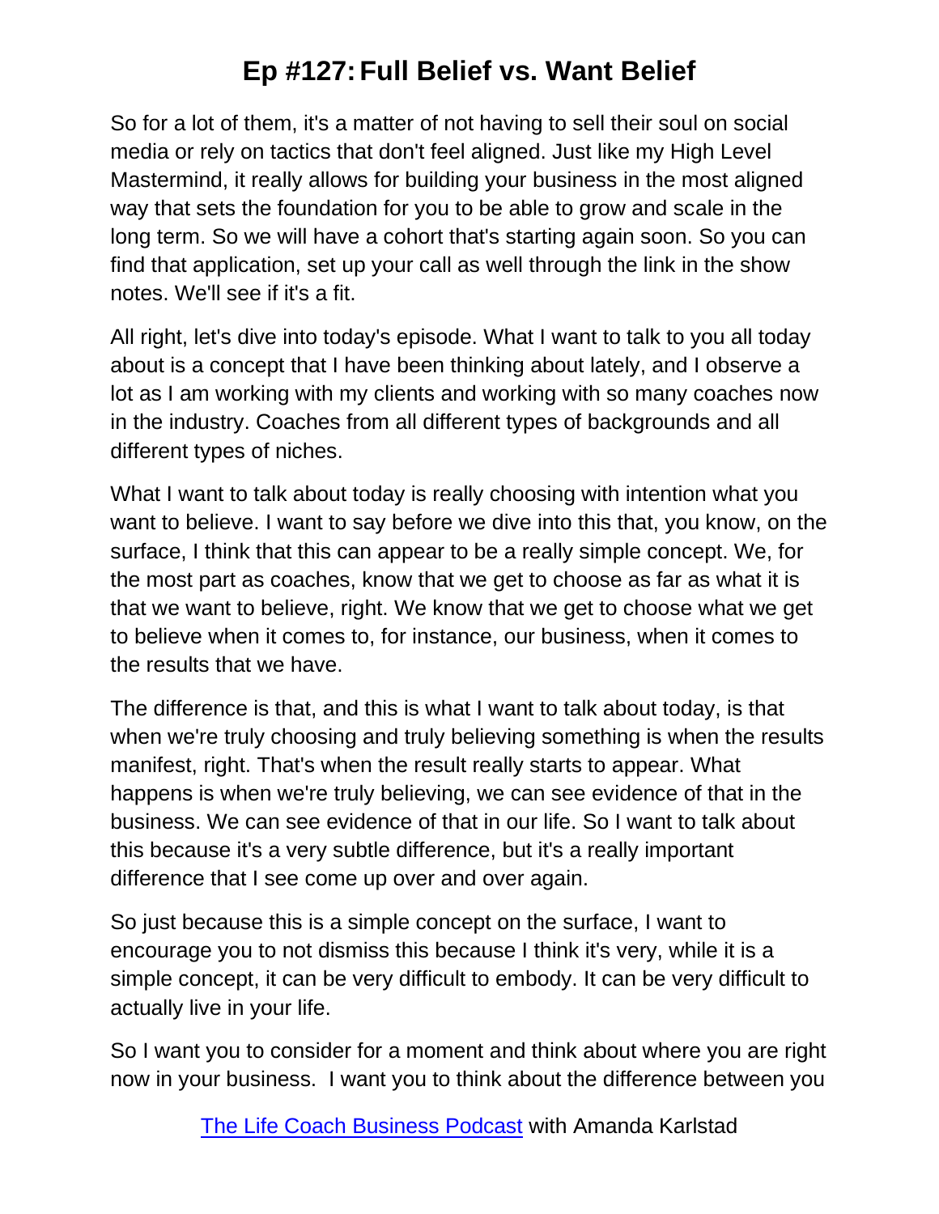So for a lot of them, it's a matter of not having to sell their soul on social media or rely on tactics that don't feel aligned. Just like my High Level Mastermind, it really allows for building your business in the most aligned way that sets the foundation for you to be able to grow and scale in the long term. So we will have a cohort that's starting again soon. So you can find that application, set up your call as well through the link in the show notes. We'll see if it's a fit.

All right, let's dive into today's episode. What I want to talk to you all today about is a concept that I have been thinking about lately, and I observe a lot as I am working with my clients and working with so many coaches now in the industry. Coaches from all different types of backgrounds and all different types of niches.

What I want to talk about today is really choosing with intention what you want to believe. I want to say before we dive into this that, you know, on the surface, I think that this can appear to be a really simple concept. We, for the most part as coaches, know that we get to choose as far as what it is that we want to believe, right. We know that we get to choose what we get to believe when it comes to, for instance, our business, when it comes to the results that we have.

The difference is that, and this is what I want to talk about today, is that when we're truly choosing and truly believing something is when the results manifest, right. That's when the result really starts to appear. What happens is when we're truly believing, we can see evidence of that in the business. We can see evidence of that in our life. So I want to talk about this because it's a very subtle difference, but it's a really important difference that I see come up over and over again.

So just because this is a simple concept on the surface, I want to encourage you to not dismiss this because I think it's very, while it is a simple concept, it can be very difficult to embody. It can be very difficult to actually live in your life.

So I want you to consider for a moment and think about where you are right now in your business. I want you to think about the difference between you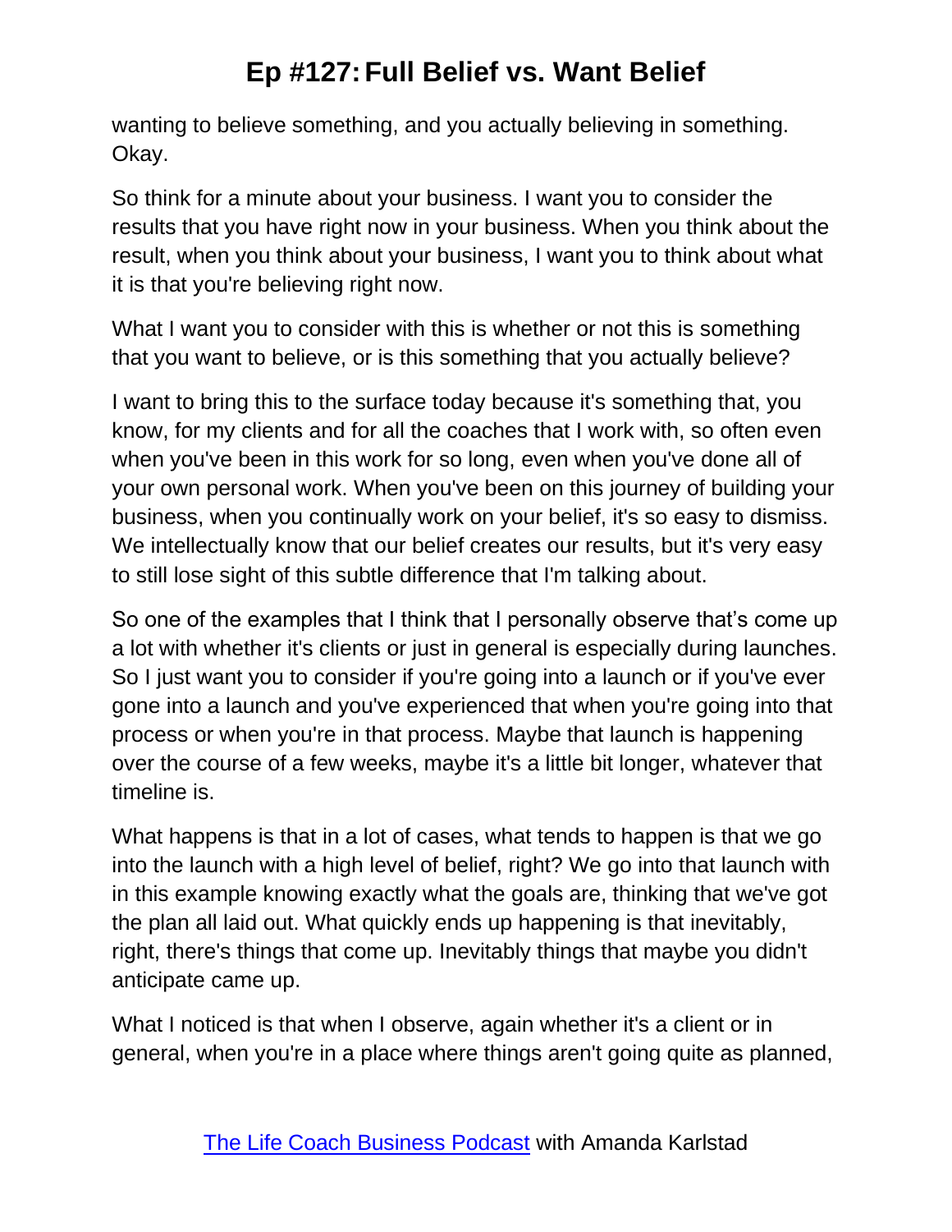wanting to believe something, and you actually believing in something. Okay.

So think for a minute about your business. I want you to consider the results that you have right now in your business. When you think about the result, when you think about your business, I want you to think about what it is that you're believing right now.

What I want you to consider with this is whether or not this is something that you want to believe, or is this something that you actually believe?

I want to bring this to the surface today because it's something that, you know, for my clients and for all the coaches that I work with, so often even when you've been in this work for so long, even when you've done all of your own personal work. When you've been on this journey of building your business, when you continually work on your belief, it's so easy to dismiss. We intellectually know that our belief creates our results, but it's very easy to still lose sight of this subtle difference that I'm talking about.

So one of the examples that I think that I personally observe that's come up a lot with whether it's clients or just in general is especially during launches. So I just want you to consider if you're going into a launch or if you've ever gone into a launch and you've experienced that when you're going into that process or when you're in that process. Maybe that launch is happening over the course of a few weeks, maybe it's a little bit longer, whatever that timeline is.

What happens is that in a lot of cases, what tends to happen is that we go into the launch with a high level of belief, right? We go into that launch with in this example knowing exactly what the goals are, thinking that we've got the plan all laid out. What quickly ends up happening is that inevitably, right, there's things that come up. Inevitably things that maybe you didn't anticipate came up.

What I noticed is that when I observe, again whether it's a client or in general, when you're in a place where things aren't going quite as planned,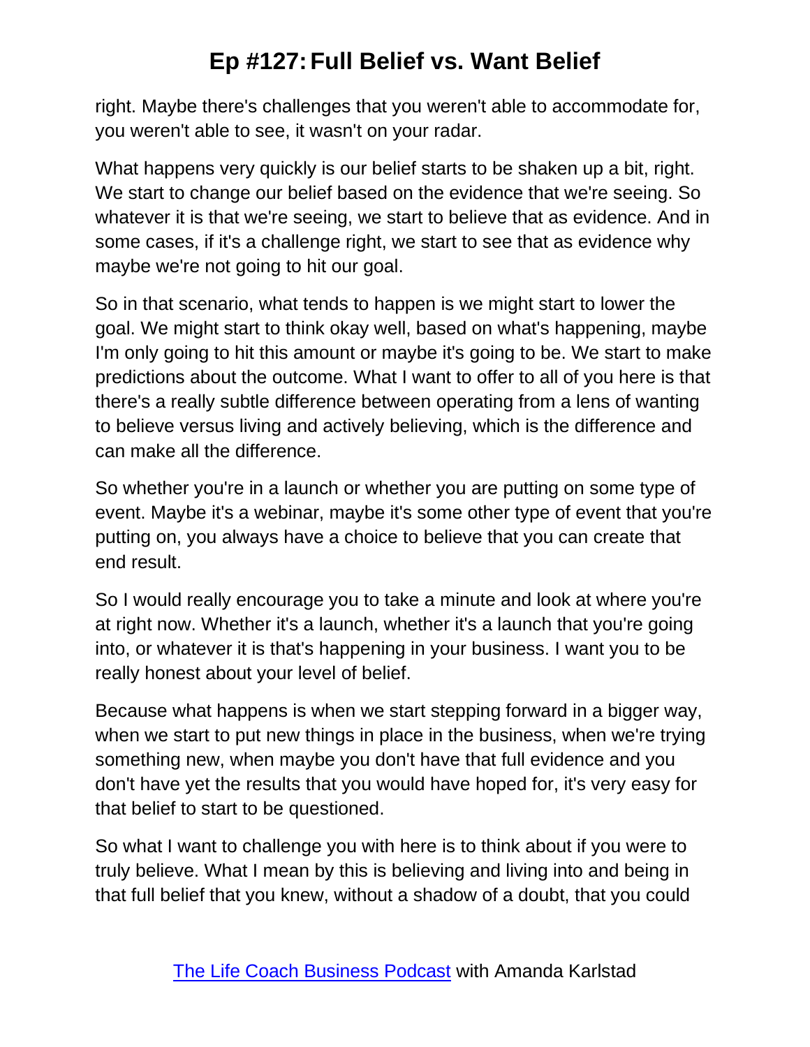right. Maybe there's challenges that you weren't able to accommodate for, you weren't able to see, it wasn't on your radar.

What happens very quickly is our belief starts to be shaken up a bit, right. We start to change our belief based on the evidence that we're seeing. So whatever it is that we're seeing, we start to believe that as evidence. And in some cases, if it's a challenge right, we start to see that as evidence why maybe we're not going to hit our goal.

So in that scenario, what tends to happen is we might start to lower the goal. We might start to think okay well, based on what's happening, maybe I'm only going to hit this amount or maybe it's going to be. We start to make predictions about the outcome. What I want to offer to all of you here is that there's a really subtle difference between operating from a lens of wanting to believe versus living and actively believing, which is the difference and can make all the difference.

So whether you're in a launch or whether you are putting on some type of event. Maybe it's a webinar, maybe it's some other type of event that you're putting on, you always have a choice to believe that you can create that end result.

So I would really encourage you to take a minute and look at where you're at right now. Whether it's a launch, whether it's a launch that you're going into, or whatever it is that's happening in your business. I want you to be really honest about your level of belief.

Because what happens is when we start stepping forward in a bigger way, when we start to put new things in place in the business, when we're trying something new, when maybe you don't have that full evidence and you don't have yet the results that you would have hoped for, it's very easy for that belief to start to be questioned.

So what I want to challenge you with here is to think about if you were to truly believe. What I mean by this is believing and living into and being in that full belief that you knew, without a shadow of a doubt, that you could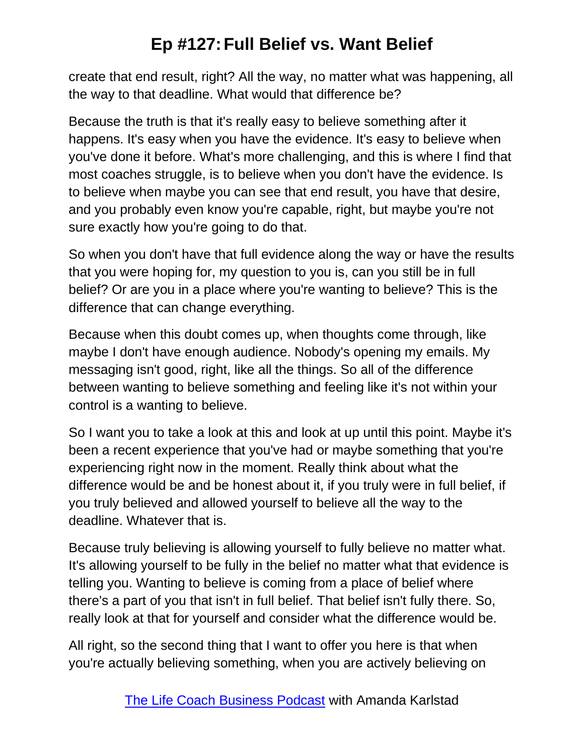create that end result, right? All the way, no matter what was happening, all the way to that deadline. What would that difference be?

Because the truth is that it's really easy to believe something after it happens. It's easy when you have the evidence. It's easy to believe when you've done it before. What's more challenging, and this is where I find that most coaches struggle, is to believe when you don't have the evidence. Is to believe when maybe you can see that end result, you have that desire, and you probably even know you're capable, right, but maybe you're not sure exactly how you're going to do that.

So when you don't have that full evidence along the way or have the results that you were hoping for, my question to you is, can you still be in full belief? Or are you in a place where you're wanting to believe? This is the difference that can change everything.

Because when this doubt comes up, when thoughts come through, like maybe I don't have enough audience. Nobody's opening my emails. My messaging isn't good, right, like all the things. So all of the difference between wanting to believe something and feeling like it's not within your control is a wanting to believe.

So I want you to take a look at this and look at up until this point. Maybe it's been a recent experience that you've had or maybe something that you're experiencing right now in the moment. Really think about what the difference would be and be honest about it, if you truly were in full belief, if you truly believed and allowed yourself to believe all the way to the deadline. Whatever that is.

Because truly believing is allowing yourself to fully believe no matter what. It's allowing yourself to be fully in the belief no matter what that evidence is telling you. Wanting to believe is coming from a place of belief where there's a part of you that isn't in full belief. That belief isn't fully there. So, really look at that for yourself and consider what the difference would be.

All right, so the second thing that I want to offer you here is that when you're actually believing something, when you are actively believing on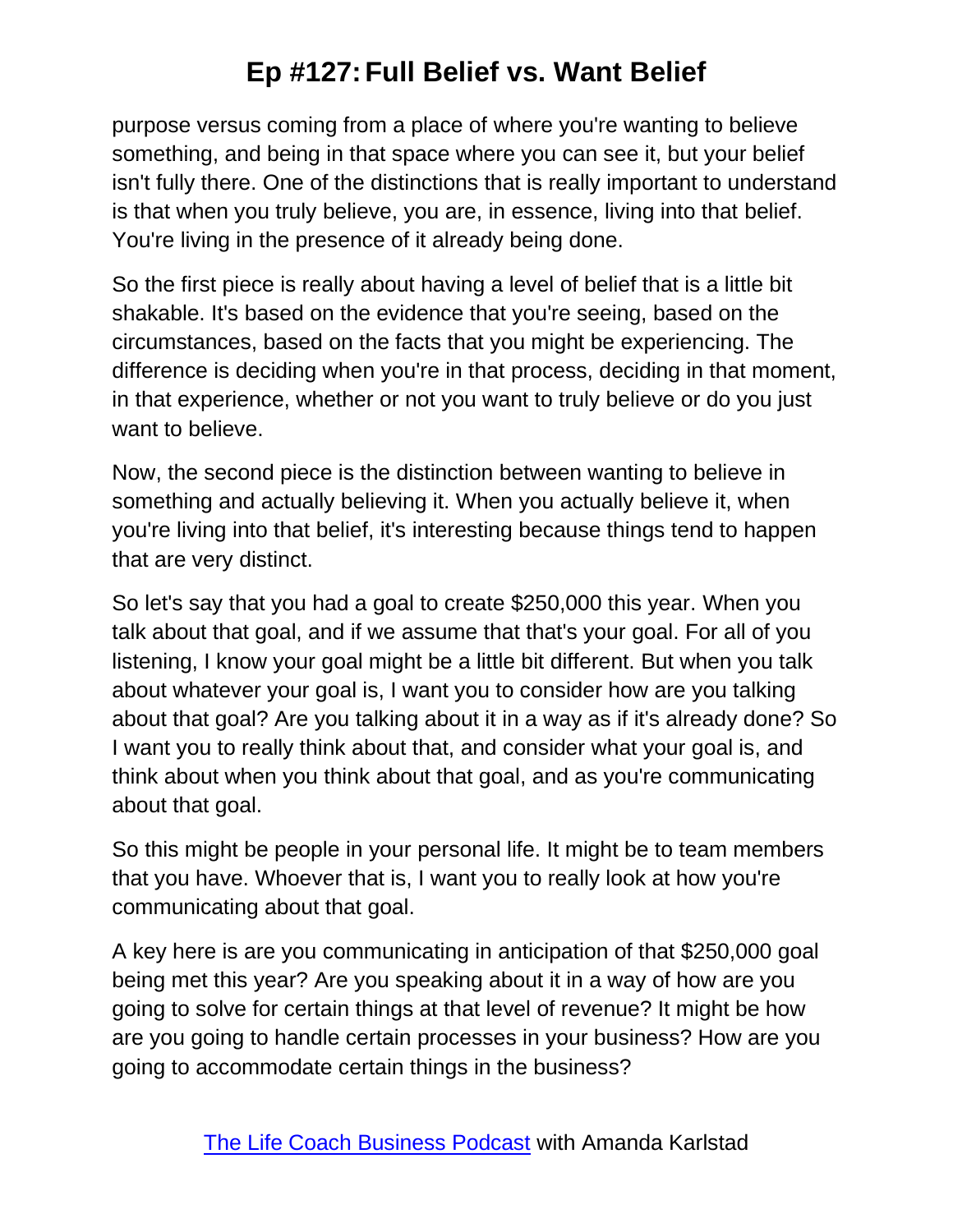purpose versus coming from a place of where you're wanting to believe something, and being in that space where you can see it, but your belief isn't fully there. One of the distinctions that is really important to understand is that when you truly believe, you are, in essence, living into that belief. You're living in the presence of it already being done.

So the first piece is really about having a level of belief that is a little bit shakable. It's based on the evidence that you're seeing, based on the circumstances, based on the facts that you might be experiencing. The difference is deciding when you're in that process, deciding in that moment, in that experience, whether or not you want to truly believe or do you just want to believe.

Now, the second piece is the distinction between wanting to believe in something and actually believing it. When you actually believe it, when you're living into that belief, it's interesting because things tend to happen that are very distinct.

So let's say that you had a goal to create $250,000 this year. When you talk about that goal, and if we assume that that's your goal. For all of you listening, I know your goal might be a little bit different. But when you talk about whatever your goal is, I want you to consider how are you talking about that goal? Are you talking about it in a way as if it's already done? So I want you to really think about that, and consider what your goal is, and think about when you think about that goal, and as you're communicating about that goal.

So this might be people in your personal life. It might be to team members that you have. Whoever that is, I want you to really look at how you're communicating about that goal.

A key here is are you communicating in anticipation of that $250,000 goal being met this year? Are you speaking about it in a way of how are you going to solve for certain things at that level of revenue? It might be how are you going to handle certain processes in your business? How are you going to accommodate certain things in the business?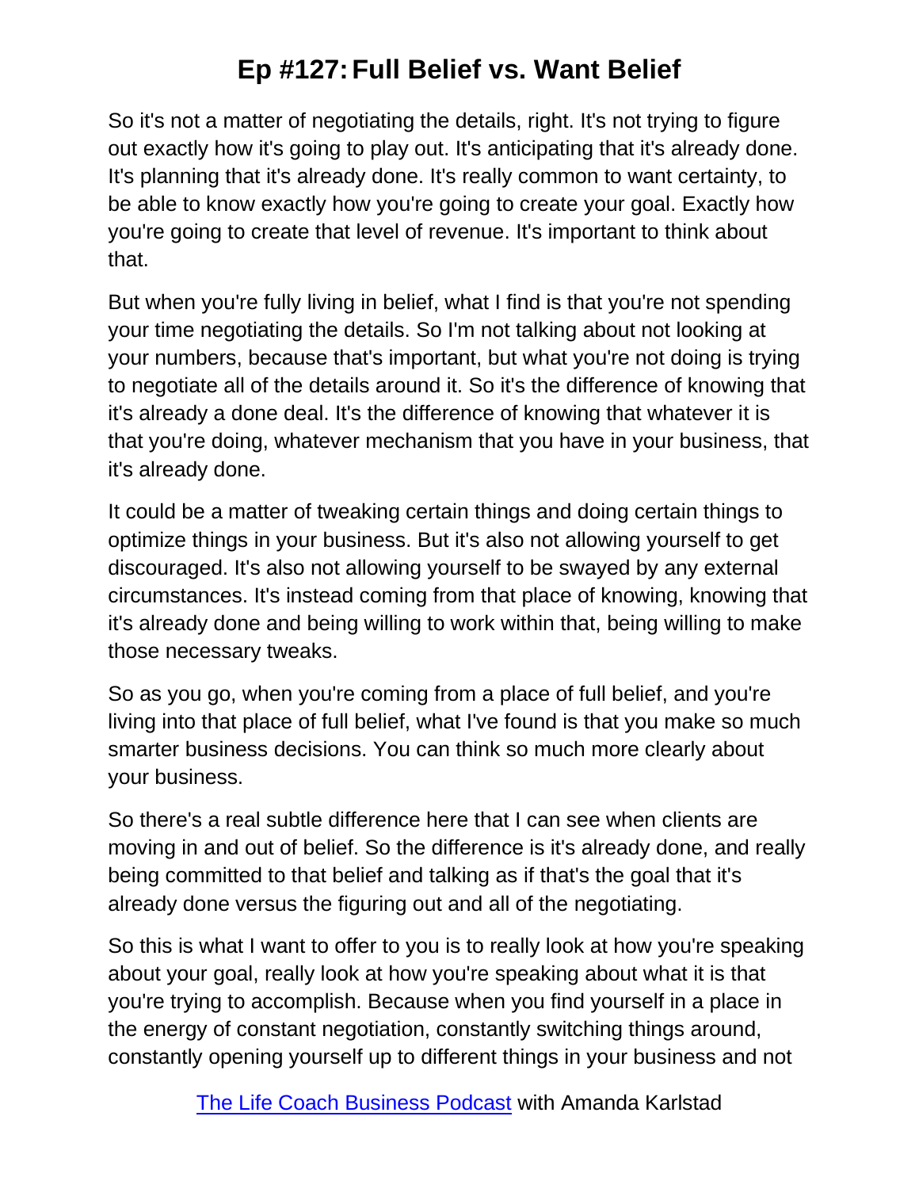So it's not a matter of negotiating the details, right. It's not trying to figure out exactly how it's going to play out. It's anticipating that it's already done. It's planning that it's already done. It's really common to want certainty, to be able to know exactly how you're going to create your goal. Exactly how you're going to create that level of revenue. It's important to think about that.

But when you're fully living in belief, what I find is that you're not spending your time negotiating the details. So I'm not talking about not looking at your numbers, because that's important, but what you're not doing is trying to negotiate all of the details around it. So it's the difference of knowing that it's already a done deal. It's the difference of knowing that whatever it is that you're doing, whatever mechanism that you have in your business, that it's already done.

It could be a matter of tweaking certain things and doing certain things to optimize things in your business. But it's also not allowing yourself to get discouraged. It's also not allowing yourself to be swayed by any external circumstances. It's instead coming from that place of knowing, knowing that it's already done and being willing to work within that, being willing to make those necessary tweaks.

So as you go, when you're coming from a place of full belief, and you're living into that place of full belief, what I've found is that you make so much smarter business decisions. You can think so much more clearly about your business.

So there's a real subtle difference here that I can see when clients are moving in and out of belief. So the difference is it's already done, and really being committed to that belief and talking as if that's the goal that it's already done versus the figuring out and all of the negotiating.

So this is what I want to offer to you is to really look at how you're speaking about your goal, really look at how you're speaking about what it is that you're trying to accomplish. Because when you find yourself in a place in the energy of constant negotiation, constantly switching things around, constantly opening yourself up to different things in your business and not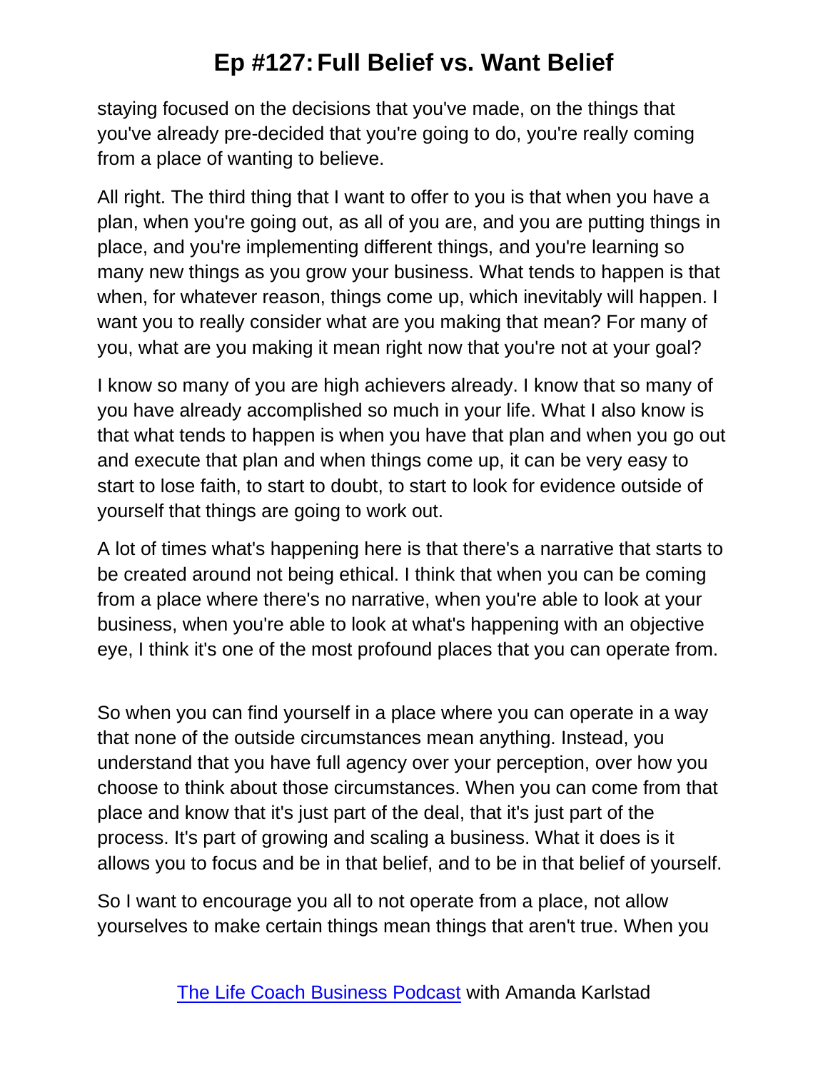staying focused on the decisions that you've made, on the things that you've already pre-decided that you're going to do, you're really coming from a place of wanting to believe.

All right. The third thing that I want to offer to you is that when you have a plan, when you're going out, as all of you are, and you are putting things in place, and you're implementing different things, and you're learning so many new things as you grow your business. What tends to happen is that when, for whatever reason, things come up, which inevitably will happen. I want you to really consider what are you making that mean? For many of you, what are you making it mean right now that you're not at your goal?

I know so many of you are high achievers already. I know that so many of you have already accomplished so much in your life. What I also know is that what tends to happen is when you have that plan and when you go out and execute that plan and when things come up, it can be very easy to start to lose faith, to start to doubt, to start to look for evidence outside of yourself that things are going to work out.

A lot of times what's happening here is that there's a narrative that starts to be created around not being ethical. I think that when you can be coming from a place where there's no narrative, when you're able to look at your business, when you're able to look at what's happening with an objective eye, I think it's one of the most profound places that you can operate from.

So when you can find yourself in a place where you can operate in a way that none of the outside circumstances mean anything. Instead, you understand that you have full agency over your perception, over how you choose to think about those circumstances. When you can come from that place and know that it's just part of the deal, that it's just part of the process. It's part of growing and scaling a business. What it does is it allows you to focus and be in that belief, and to be in that belief of yourself.

So I want to encourage you all to not operate from a place, not allow yourselves to make certain things mean things that aren't true. When you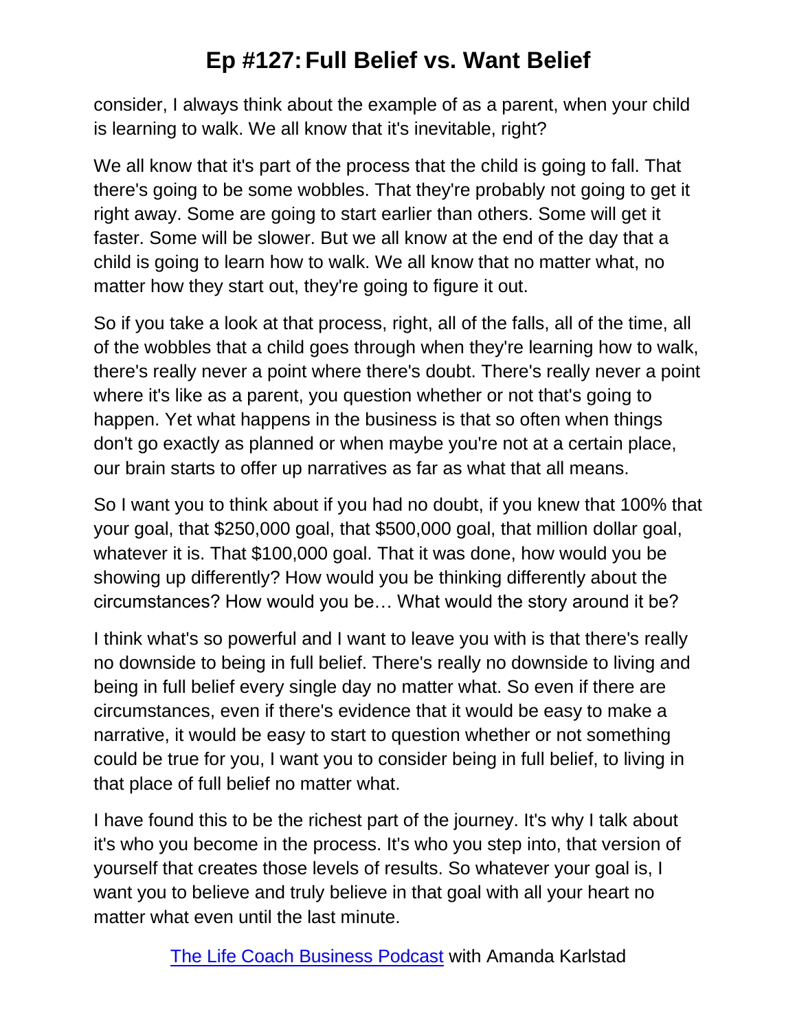consider, I always think about the example of as a parent, when your child is learning to walk. We all know that it's inevitable, right?

We all know that it's part of the process that the child is going to fall. That there's going to be some wobbles. That they're probably not going to get it right away. Some are going to start earlier than others. Some will get it faster. Some will be slower. But we all know at the end of the day that a child is going to learn how to walk. We all know that no matter what, no matter how they start out, they're going to figure it out.

So if you take a look at that process, right, all of the falls, all of the time, all of the wobbles that a child goes through when they're learning how to walk, there's really never a point where there's doubt. There's really never a point where it's like as a parent, you question whether or not that's going to happen. Yet what happens in the business is that so often when things don't go exactly as planned or when maybe you're not at a certain place, our brain starts to offer up narratives as far as what that all means.

So I want you to think about if you had no doubt, if you knew that 100% that your goal, that $250,000 goal, that $500,000 goal, that million dollar goal, whatever it is. That $100,000 goal. That it was done, how would you be showing up differently? How would you be thinking differently about the circumstances? How would you be… What would the story around it be?

I think what's so powerful and I want to leave you with is that there's really no downside to being in full belief. There's really no downside to living and being in full belief every single day no matter what. So even if there are circumstances, even if there's evidence that it would be easy to make a narrative, it would be easy to start to question whether or not something could be true for you, I want you to consider being in full belief, to living in that place of full belief no matter what.

I have found this to be the richest part of the journey. It's why I talk about it's who you become in the process. It's who you step into, that version of yourself that creates those levels of results. So whatever your goal is, I want you to believe and truly believe in that goal with all your heart no matter what even until the last minute.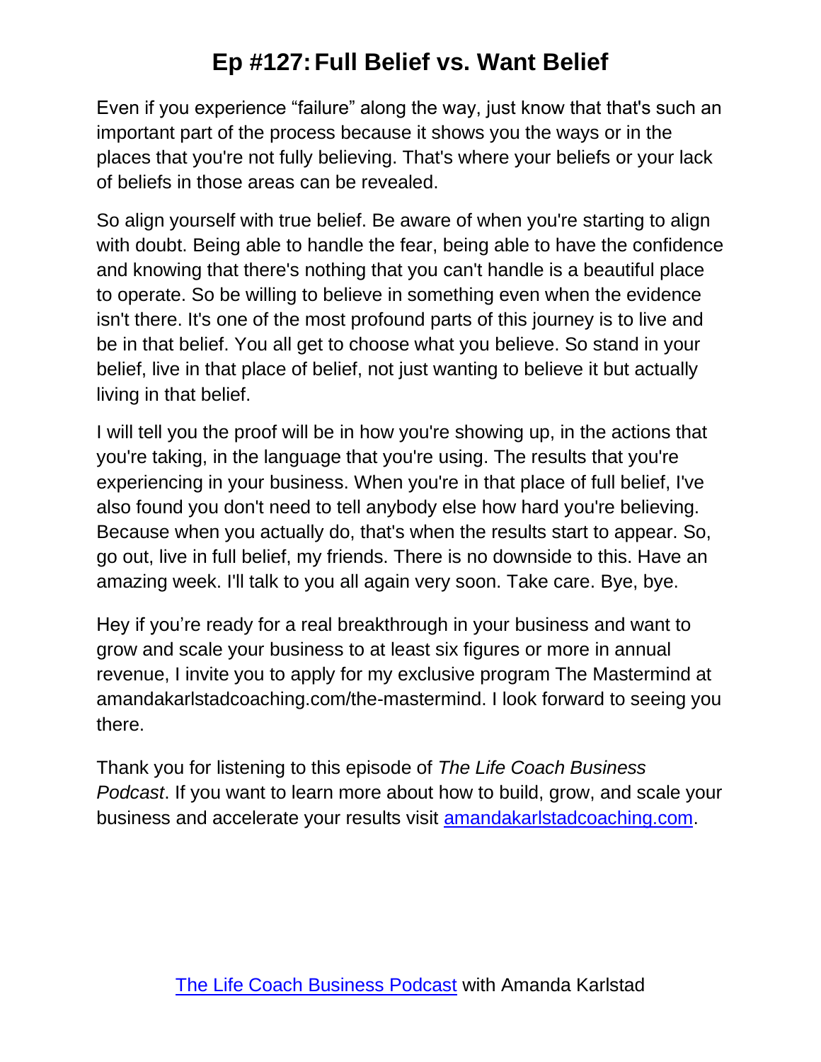Even if you experience “failure” along the way, just know that that's such an important part of the process because it shows you the ways or in the places that you're not fully believing. That's where your beliefs or your lack of beliefs in those areas can be revealed.

So align yourself with true belief. Be aware of when you're starting to align with doubt. Being able to handle the fear, being able to have the confidence and knowing that there's nothing that you can't handle is a beautiful place to operate. So be willing to believe in something even when the evidence isn't there. It's one of the most profound parts of this journey is to live and be in that belief. You all get to choose what you believe. So stand in your belief, live in that place of belief, not just wanting to believe it but actually living in that belief.

I will tell you the proof will be in how you're showing up, in the actions that you're taking, in the language that you're using. The results that you're experiencing in your business. When you're in that place of full belief, I've also found you don't need to tell anybody else how hard you're believing. Because when you actually do, that's when the results start to appear. So, go out, live in full belief, my friends. There is no downside to this. Have an amazing week. I'll talk to you all again very soon. Take care. Bye, bye.

Hey if you’re ready for a real breakthrough in your business and want to grow and scale your business to at least six figures or more in annual revenue, I invite you to apply for my exclusive program The Mastermind at amandakarlstadcoaching.com/the-mastermind. I look forward to seeing you there.

Thank you for listening to this episode of *The Life Coach Business Podcast*. If you want to learn more about how to build, grow, and scale your business and accelerate your results visit [amandakarlstadcoaching.com](amandakarlstadcoaching.com).